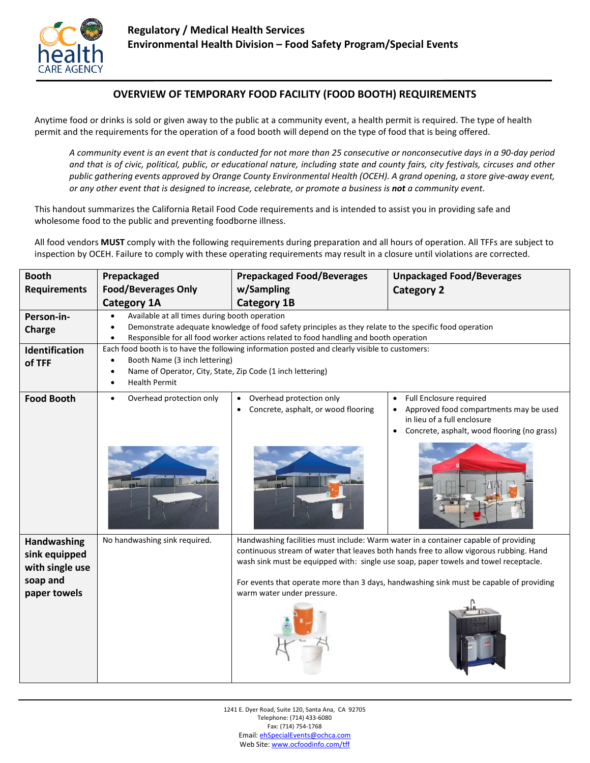Regulatory / Medical Health Services
Environmental Health Division – Food Safety Program/Special Events

## OVERVIEW OF TEMPORARY FOOD FACILITY (FOOD BOOTH) REQUIREMENTS

Anytime food or drinks is sold or given away to the public at a community event, a health permit is required. The type of health permit and the requirements for the operation of a food booth will depend on the type of food that is being offered.

> *A community event is an event that is conducted for not more than 25 consecutive or nonconsecutive days in a 90-day period and that is of civic, political, public, or educational nature, including state and county fairs, city festivals, circuses and other public gathering events approved by Orange County Environmental Health (OCEH). A grand opening, a store give-away event, or any other event that is designed to increase, celebrate, or promote a business is **not** a community event.*

This handout summarizes the California Retail Food Code requirements and is intended to assist you in providing safe and wholesome food to the public and preventing foodborne illness.

All food vendors **MUST** comply with the following requirements during preparation and all hours of operation. All TFFs are subject to inspection by OCEH. Failure to comply with these operating requirements may result in a closure until violations are corrected.

| Booth Requirements | Prepackaged Food/Beverages Only Category 1A | Prepackaged Food/Beverages w/Sampling Category 1B | Unpackaged Food/Beverages Category 2 |
|---|---|---|---|
| **Person-in-Charge** | • Available at all times during booth operation<br>• Demonstrate adequate knowledge of food safety principles as they relate to the specific food operation<br>• Responsible for all food worker actions related to food handling and booth operation | | |
| **Identification of TFF** | Each food booth is to have the following information posted and clearly visible to customers:<br>• Booth Name (3 inch lettering)<br>• Name of Operator, City, State, Zip Code (1 inch lettering)<br>• Health Permit | | |
| **Food Booth** | • Overhead protection only | • Overhead protection only<br>• Concrete, asphalt, or wood flooring | • Full Enclosure required<br>• Approved food compartments may be used in lieu of a full enclosure<br>• Concrete, asphalt, wood flooring (no grass) |
| **Handwashing sink equipped with single use soap and paper towels** | No handwashing sink required. | Handwashing facilities must include: Warm water in a container capable of providing continuous stream of water that leaves both hands free to allow vigorous rubbing. Hand wash sink must be equipped with: single use soap, paper towels and towel receptacle.<br><br>For events that operate more than 3 days, handwashing sink must be capable of providing warm water under pressure. | |

1241 E. Dyer Road, Suite 120, Santa Ana, CA 92705
Telephone: (714) 433-6080
Fax: (714) 754-1768
Email: ehSpecialEvents@ochca.com
Web Site: www.ocfoodinfo.com/tff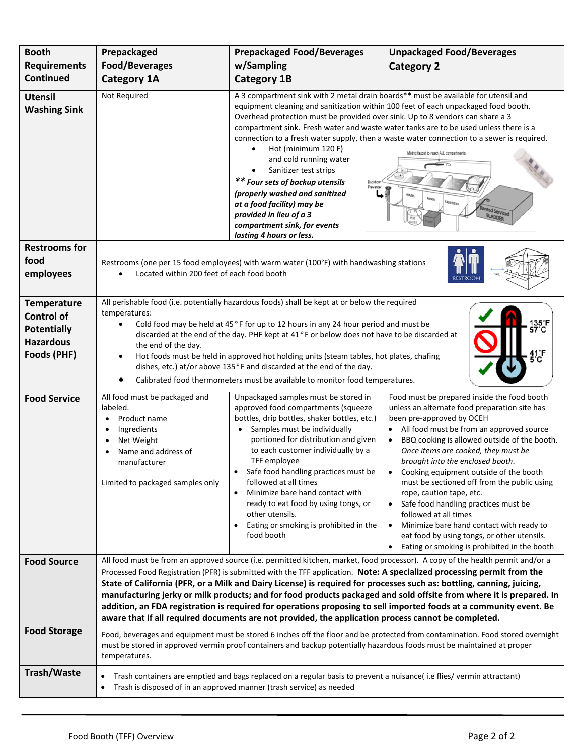| Booth Requirements Continued | Prepackaged Food/Beverages Category 1A | Prepackaged Food/Beverages w/Sampling Category 1B | Unpackaged Food/Beverages Category 2 |
|---|---|---|---|
| **Utensil Washing Sink** | Not Required | A 3 compartment sink with 2 metal drain boards** must be available for utensil and equipment cleaning and sanitization within 100 feet of each unpackaged food booth. Overhead protection must be provided over sink. Up to 8 vendors can share a 3 compartment sink. Fresh water and waste water tanks are to be used unless there is a connection to a fresh water supply, then a waste water connection to a sewer is required.<br>• Hot (minimum 120 F) and cold running water<br>• Sanitizer test strips<br>*** Four sets of backup utensils (properly washed and sanitized at a food facility) may be provided in lieu of a 3 compartment sink, for events lasting 4 hours or less.* | |
| **Restrooms for food employees** | Restrooms (one per 15 food employees) with warm water (100°F) with handwashing stations<br>• Located within 200 feet of each food booth | | |
| **Temperature Control of Potentially Hazardous Foods (PHF)** | All perishable food (i.e. potentially hazardous foods) shall be kept at or below the required temperatures:<br>• Cold food may be held at 45°F for up to 12 hours in any 24 hour period and must be discarded at the end of the day. PHF kept at 41°F or below does not have to be discarded at the end of the day.<br>• Hot foods must be held in approved hot holding units (steam tables, hot plates, chafing dishes, etc.) at/above 135°F and discarded at the end of the day.<br>• Calibrated food thermometers must be available to monitor food temperatures. | | |
| **Food Service** | All food must be packaged and labeled.<br>• Product name<br>• Ingredients<br>• Net Weight<br>• Name and address of manufacturer<br><br>Limited to packaged samples only | Unpackaged samples must be stored in approved food compartments (squeeze bottles, drip bottles, shaker bottles, etc.)<br>• Samples must be individually portioned for distribution and given to each customer individually by a TFF employee<br>• Safe food handling practices must be followed at all times<br>• Minimize bare hand contact with ready to eat food by using tongs, or other utensils.<br>• Eating or smoking is prohibited in the food booth | Food must be prepared inside the food booth unless an alternate food preparation site has been pre-approved by OCEH<br>• All food must be from an approved source<br>• BBQ cooking is allowed outside of the booth. *Once items are cooked, they must be brought into the enclosed booth.*<br>• Cooking equipment outside of the booth must be sectioned off from the public using rope, caution tape, etc.<br>• Safe food handling practices must be followed at all times<br>• Minimize bare hand contact with ready to eat food by using tongs, or other utensils.<br>• Eating or smoking is prohibited in the booth |
| **Food Source** | All food must be from an approved source (i.e. permitted kitchen, market, food processor). A copy of the health permit and/or a Processed Food Registration (PFR) is submitted with the TFF application. **Note: A specialized processing permit from the State of California (PFR, or a Milk and Dairy License) is required for processes such as: bottling, canning, juicing, manufacturing jerky or milk products; and for food products packaged and sold offsite from where it is prepared. In addition, an FDA registration is required for operations proposing to sell imported foods at a community event. Be aware that if all required documents are not provided, the application process cannot be completed.** | | |
| **Food Storage** | Food, beverages and equipment must be stored 6 inches off the floor and be protected from contamination. Food stored overnight must be stored in approved vermin proof containers and backup potentially hazardous foods must be maintained at proper temperatures. | | |
| **Trash/Waste** | • Trash containers are emptied and bags replaced on a regular basis to prevent a nuisance( i.e flies/ vermin attractant)<br>• Trash is disposed of in an approved manner (trash service) as needed | | |

Food Booth (TFF) Overview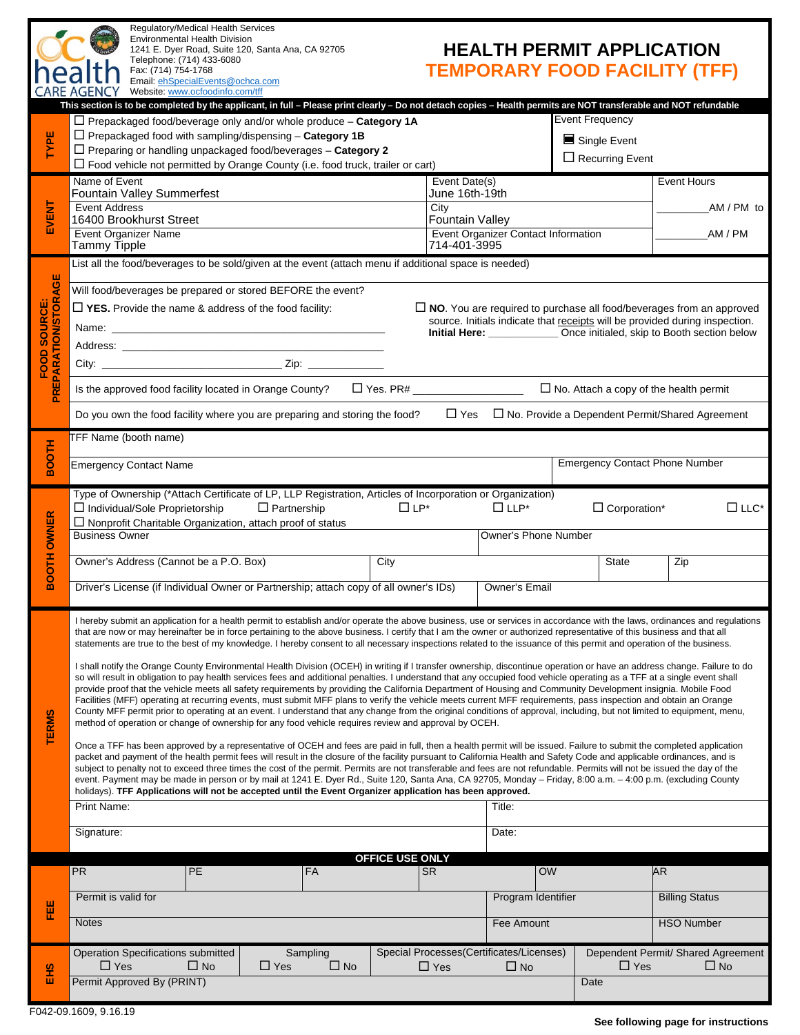Regulatory/Medical Health Services
Environmental Health Division
1241 E. Dyer Road, Suite 120, Santa Ana, CA 92705
Telephone: (714) 433-6080
Fax: (714) 754-1768
Email: ehSpecialEvents@ochca.com
Website: www.ocfoodinfo.com/tff

# HEALTH PERMIT APPLICATION
## TEMPORARY FOOD FACILITY (TFF)

**This section is to be completed by the applicant, in full – Please print clearly – Do not detach copies – Health permits are NOT transferable and NOT refundable**

### TYPE

- ☐ Prepackaged food/beverage only and/or whole produce – **Category 1A**
- ☐ Prepackaged food with sampling/dispensing – **Category 1B**
- ☐ Preparing or handling unpackaged food/beverages – **Category 2**
- ☐ Food vehicle not permitted by Orange County (i.e. food truck, trailer or cart)

Event Frequency
- ■ Single Event
- ☐ Recurring Event

### EVENT

| Name of Event | Event Date(s) | Event Hours |
|---|---|---|
| Fountain Valley Summerfest | June 16th-19th | _________AM / PM to |
| **Event Address** | **City** | |
| 16400 Brookhurst Street | Fountain Valley | _________AM / PM |
| **Event Organizer Name** | **Event Organizer Contact Information** | |
| Tammy Tipple | 714-401-3995 | |

### FOOD SOURCE: PREPARATION/STORAGE

List all the food/beverages to be sold/given at the event (attach menu if additional space is needed)

Will food/beverages be prepared or stored BEFORE the event?

☐ **YES.** Provide the name & address of the food facility:

Name: ______________________________

Address: ______________________________

City: ____________________ Zip: __________

☐ **NO**. You are required to purchase all food/beverages from an approved source. Initials indicate that receipts will be provided during inspection.
**Initial Here:** ___________ Once initialed, skip to Booth section below

Is the approved food facility located in Orange County? ☐ Yes. PR# ______________ ☐ No. Attach a copy of the health permit

Do you own the food facility where you are preparing and storing the food? ☐ Yes ☐ No. Provide a Dependent Permit/Shared Agreement

### BOOTH

| TFF Name (booth name) | |
|---|---|
| Emergency Contact Name | Emergency Contact Phone Number |

### BOOTH OWNER

Type of Ownership (*Attach Certificate of LP, LLP Registration, Articles of Incorporation or Organization)

☐ Individual/Sole Proprietorship ☐ Partnership ☐ LP* ☐ LLP* ☐ Corporation* ☐ LLC*

☐ Nonprofit Charitable Organization, attach proof of status

| Business Owner | | Owner's Phone Number | |
|---|---|---|---|
| Owner's Address (Cannot be a P.O. Box) | City | State | Zip |
| Driver's License (if Individual Owner or Partnership; attach copy of all owner's IDs) | | Owner's Email | |

### TERMS

I hereby submit an application for a health permit to establish and/or operate the above business, use or services in accordance with the laws, ordinances and regulations that are now or may hereinafter be in force pertaining to the above business. I certify that I am the owner or authorized representative of this business and that all statements are true to the best of my knowledge. I hereby consent to all necessary inspections related to the issuance of this permit and operation of the business.

I shall notify the Orange County Environmental Health Division (OCEH) in writing if I transfer ownership, discontinue operation or have an address change. Failure to do so will result in obligation to pay health services fees and additional penalties. I understand that any occupied food vehicle operating as a TFF at a single event shall provide proof that the vehicle meets all safety requirements by providing the California Department of Housing and Community Development insignia. Mobile Food Facilities (MFF) operating at recurring events, must submit MFF plans to verify the vehicle meets current MFF requirements, pass inspection and obtain an Orange County MFF permit prior to operating at an event. I understand that any change from the original conditions of approval, including, but not limited to equipment, menu, method of operation or change of ownership for any food vehicle requires review and approval by OCEH.

Once a TFF has been approved by a representative of OCEH and fees are paid in full, then a health permit will be issued. Failure to submit the completed application packet and payment of the health permit fees will result in the closure of the facility pursuant to California Health and Safety Code and applicable ordinances, and is subject to penalty not to exceed three times the cost of the permit. Permits are not transferable and fees are not refundable. Permits will not be issued the day of the event. Payment may be made in person or by mail at 1241 E. Dyer Rd., Suite 120, Santa Ana, CA 92705, Monday – Friday, 8:00 a.m. – 4:00 p.m. (excluding County holidays). **TFF Applications will not be accepted until the Event Organizer application has been approved.**

| Print Name: | Title: |
|---|---|
| Signature: | Date: |

### OFFICE USE ONLY

**FEE**

| PR | PE | FA | SR | OW | AR |
|---|---|---|---|---|---|

| Permit is valid for | Program Identifier | Billing Status |
|---|---|---|
| Notes | Fee Amount | HSO Number |

**EHS**

| Operation Specifications submitted | Sampling | Special Processes(Certificates/Licenses) | Dependent Permit/ Shared Agreement |
|---|---|---|---|
| ☐ Yes ☐ No | ☐ Yes ☐ No | ☐ Yes ☐ No | ☐ Yes ☐ No |
| Permit Approved By (PRINT) | | | Date |

F042-09.1609, 9.16.19

**See following page for instructions**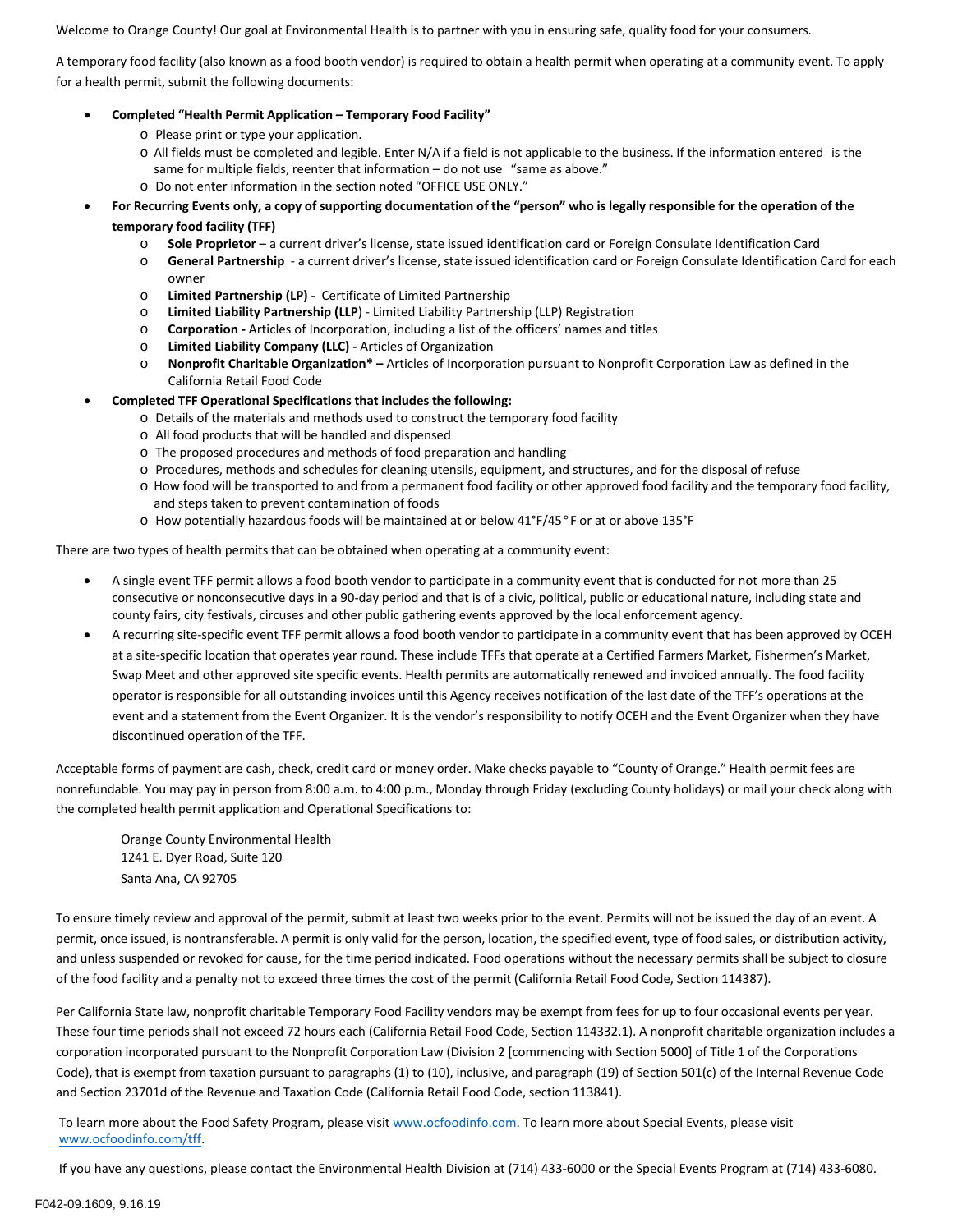Welcome to Orange County! Our goal at Environmental Health is to partner with you in ensuring safe, quality food for your consumers.

A temporary food facility (also known as a food booth vendor) is required to obtain a health permit when operating at a community event. To apply for a health permit, submit the following documents:

- **Completed "Health Permit Application – Temporary Food Facility"**
  - Please print or type your application.
  - All fields must be completed and legible. Enter N/A if a field is not applicable to the business. If the information entered is the same for multiple fields, reenter that information – do not use "same as above."
  - Do not enter information in the section noted "OFFICE USE ONLY."
- **For Recurring Events only, a copy of supporting documentation of the "person" who is legally responsible for the operation of the temporary food facility (TFF)**
  - **Sole Proprietor** – a current driver's license, state issued identification card or Foreign Consulate Identification Card
  - **General Partnership** - a current driver's license, state issued identification card or Foreign Consulate Identification Card for each owner
  - **Limited Partnership (LP)** - Certificate of Limited Partnership
  - **Limited Liability Partnership (LLP)** - Limited Liability Partnership (LLP) Registration
  - **Corporation -** Articles of Incorporation, including a list of the officers' names and titles
  - **Limited Liability Company (LLC) -** Articles of Organization
  - **Nonprofit Charitable Organization* –** Articles of Incorporation pursuant to Nonprofit Corporation Law as defined in the California Retail Food Code
- **Completed TFF Operational Specifications that includes the following:**
  - Details of the materials and methods used to construct the temporary food facility
  - All food products that will be handled and dispensed
  - The proposed procedures and methods of food preparation and handling
  - Procedures, methods and schedules for cleaning utensils, equipment, and structures, and for the disposal of refuse
  - How food will be transported to and from a permanent food facility or other approved food facility and the temporary food facility, and steps taken to prevent contamination of foods
  - How potentially hazardous foods will be maintained at or below 41°F/45°F or at or above 135°F

There are two types of health permits that can be obtained when operating at a community event:

- A single event TFF permit allows a food booth vendor to participate in a community event that is conducted for not more than 25 consecutive or nonconsecutive days in a 90-day period and that is of a civic, political, public or educational nature, including state and county fairs, city festivals, circuses and other public gathering events approved by the local enforcement agency.
- A recurring site-specific event TFF permit allows a food booth vendor to participate in a community event that has been approved by OCEH at a site-specific location that operates year round. These include TFFs that operate at a Certified Farmers Market, Fishermen's Market, Swap Meet and other approved site specific events. Health permits are automatically renewed and invoiced annually. The food facility operator is responsible for all outstanding invoices until this Agency receives notification of the last date of the TFF's operations at the event and a statement from the Event Organizer. It is the vendor's responsibility to notify OCEH and the Event Organizer when they have discontinued operation of the TFF.

Acceptable forms of payment are cash, check, credit card or money order. Make checks payable to "County of Orange." Health permit fees are nonrefundable. You may pay in person from 8:00 a.m. to 4:00 p.m., Monday through Friday (excluding County holidays) or mail your check along with the completed health permit application and Operational Specifications to:

Orange County Environmental Health  
1241 E. Dyer Road, Suite 120  
Santa Ana, CA 92705

To ensure timely review and approval of the permit, submit at least two weeks prior to the event. Permits will not be issued the day of an event. A permit, once issued, is nontransferable. A permit is only valid for the person, location, the specified event, type of food sales, or distribution activity, and unless suspended or revoked for cause, for the time period indicated. Food operations without the necessary permits shall be subject to closure of the food facility and a penalty not to exceed three times the cost of the permit (California Retail Food Code, Section 114387).

Per California State law, nonprofit charitable Temporary Food Facility vendors may be exempt from fees for up to four occasional events per year. These four time periods shall not exceed 72 hours each (California Retail Food Code, Section 114332.1). A nonprofit charitable organization includes a corporation incorporated pursuant to the Nonprofit Corporation Law (Division 2 [commencing with Section 5000] of Title 1 of the Corporations Code), that is exempt from taxation pursuant to paragraphs (1) to (10), inclusive, and paragraph (19) of Section 501(c) of the Internal Revenue Code and Section 23701d of the Revenue and Taxation Code (California Retail Food Code, section 113841).

To learn more about the Food Safety Program, please visit www.ocfoodinfo.com. To learn more about Special Events, please visit www.ocfoodinfo.com/tff.

If you have any questions, please contact the Environmental Health Division at (714) 433-6000 or the Special Events Program at (714) 433-6080.

F042-09.1609, 9.16.19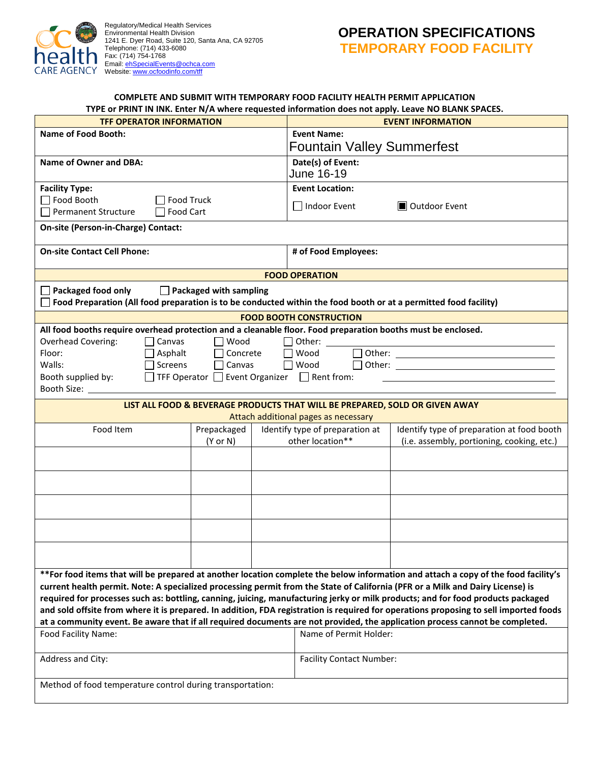Regulatory/Medical Health Services
Environmental Health Division
1241 E. Dyer Road, Suite 120, Santa Ana, CA 92705
Telephone: (714) 433-6080
Fax: (714) 754-1768
Email: ehSpecialEvents@ochca.com
Website: www.ocfoodinfo.com/tff

# OPERATION SPECIFICATIONS
## TEMPORARY FOOD FACILITY

**COMPLETE AND SUBMIT WITH TEMPORARY FOOD FACILITY HEALTH PERMIT APPLICATION**
**TYPE or PRINT IN INK. Enter N/A where requested information does not apply. Leave NO BLANK SPACES.**

| TFF OPERATOR INFORMATION | EVENT INFORMATION |
|---|---|
| **Name of Food Booth:** | **Event Name:** Fountain Valley Summerfest |
| **Name of Owner and DBA:** | **Date(s) of Event:** June 16-19 |
| **Facility Type:** ☐ Food Booth ☐ Food Truck ☐ Permanent Structure ☐ Food Cart | **Event Location:** ☐ Indoor Event ☒ Outdoor Event |
| **On-site (Person-in-Charge) Contact:** | |
| **On-site Contact Cell Phone:** | **# of Food Employees:** |

### FOOD OPERATION

☐ **Packaged food only** ☐ **Packaged with sampling**
☐ **Food Preparation (All food preparation is to be conducted within the food booth or at a permitted food facility)**

### FOOD BOOTH CONSTRUCTION

**All food booths require overhead protection and a cleanable floor. Food preparation booths must be enclosed.**

Overhead Covering: ☐ Canvas ☐ Wood ☐ Other: ____________
Floor: ☐ Asphalt ☐ Concrete ☐ Wood ☐ Other: ____________
Walls: ☐ Screens ☐ Canvas ☐ Wood ☐ Other: ____________
Booth supplied by: ☐ TFF Operator ☐ Event Organizer ☐ Rent from: ____________
Booth Size: ____________

### LIST ALL FOOD & BEVERAGE PRODUCTS THAT WILL BE PREPARED, SOLD OR GIVEN AWAY

Attach additional pages as necessary

| Food Item | Prepackaged (Y or N) | Identify type of preparation at other location** | Identify type of preparation at food booth (i.e. assembly, portioning, cooking, etc.) |
|---|---|---|---|
| | | | |
| | | | |
| | | | |
| | | | |
| | | | |

**\*\*For food items that will be prepared at another location complete the below information and attach a copy of the food facility's current health permit. Note: A specialized processing permit from the State of California (PFR or a Milk and Dairy License) is required for processes such as: bottling, canning, juicing, manufacturing jerky or milk products; and for food products packaged and sold offsite from where it is prepared. In addition, FDA registration is required for operations proposing to sell imported foods at a community event. Be aware that if all required documents are not provided, the application process cannot be completed.**

| Food Facility Name: | Name of Permit Holder: |
|---|---|
| Address and City: | Facility Contact Number: |
| Method of food temperature control during transportation: | |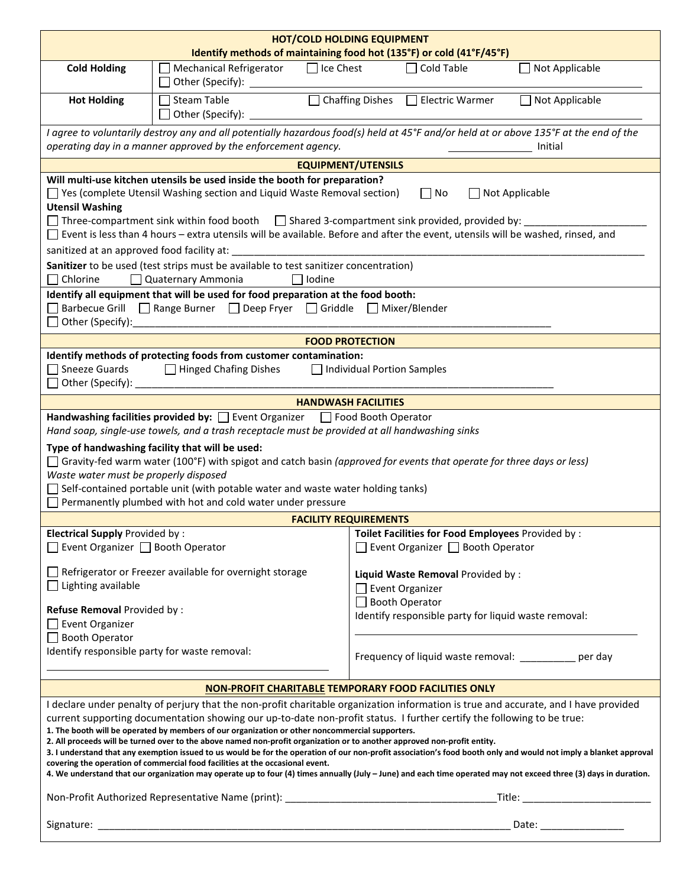## HOT/COLD HOLDING EQUIPMENT

**Identify methods of maintaining food hot (135°F) or cold (41°F/45°F)**

| | |
|---|---|
| **Cold Holding** | ☐ Mechanical Refrigerator ☐ Ice Chest ☐ Cold Table ☐ Not Applicable<br>☐ Other (Specify): ______________________ |
| **Hot Holding** | ☐ Steam Table ☐ Chaffing Dishes ☐ Electric Warmer ☐ Not Applicable<br>☐ Other (Specify): ______________________ |

*I agree to voluntarily destroy any and all potentially hazardous food(s) held at 45°F and/or held at or above 135°F at the end of the operating day in a manner approved by the enforcement agency.* _______________ Initial

## EQUIPMENT/UTENSILS

**Will multi-use kitchen utensils be used inside the booth for preparation?**

☐ Yes (complete Utensil Washing section and Liquid Waste Removal section) ☐ No ☐ Not Applicable

**Utensil Washing**

☐ Three-compartment sink within food booth ☐ Shared 3-compartment sink provided, provided by: ______________________

☐ Event is less than 4 hours – extra utensils will be available. Before and after the event, utensils will be washed, rinsed, and sanitized at an approved food facility at: ______________________________________________

**Sanitizer** to be used (test strips must be available to test sanitizer concentration)

☐ Chlorine ☐ Quaternary Ammonia ☐ Iodine

**Identify all equipment that will be used for food preparation at the food booth:**

☐ Barbecue Grill ☐ Range Burner ☐ Deep Fryer ☐ Griddle ☐ Mixer/Blender

☐ Other (Specify):______________________________________________

## FOOD PROTECTION

**Identify methods of protecting foods from customer contamination:**

☐ Sneeze Guards ☐ Hinged Chafing Dishes ☐ Individual Portion Samples

☐ Other (Specify): ______________________________________________

## HANDWASH FACILITIES

**Handwashing facilities provided by:** ☐ Event Organizer ☐ Food Booth Operator

*Hand soap, single-use towels, and a trash receptacle must be provided at all handwashing sinks*

**Type of handwashing facility that will be used:**

☐ Gravity-fed warm water (100°F) with spigot and catch basin *(approved for events that operate for three days or less)*

*Waste water must be properly disposed*

☐ Self-contained portable unit (with potable water and waste water holding tanks)

☐ Permanently plumbed with hot and cold water under pressure

## FACILITY REQUIREMENTS

**Electrical Supply** Provided by :

☐ Event Organizer ☐ Booth Operator

☐ Refrigerator or Freezer available for overnight storage

☐ Lighting available

**Refuse Removal** Provided by :

☐ Event Organizer

☐ Booth Operator

Identify responsible party for waste removal:

______________________________________________

**Toilet Facilities for Food Employees** Provided by :

☐ Event Organizer ☐ Booth Operator

**Liquid Waste Removal** Provided by :

☐ Event Organizer

☐ Booth Operator

Identify responsible party for liquid waste removal:

______________________________________________

Frequency of liquid waste removal: __________ per day

## <u>NON-PROFIT CHARITABLE</u> TEMPORARY FOOD FACILITIES ONLY

I declare under penalty of perjury that the non-profit charitable organization information is true and accurate, and I have provided current supporting documentation showing our up-to-date non-profit status. I further certify the following to be true:

**1. The booth will be operated by members of our organization or other noncommercial supporters.**

**2. All proceeds will be turned over to the above named non-profit organization or to another approved non-profit entity.**

**3. I understand that any exemption issued to us would be for the operation of our non-profit association's food booth only and would not imply a blanket approval covering the operation of commercial food facilities at the occasional event.**

**4. We understand that our organization may operate up to four (4) times annually (July – June) and each time operated may not exceed three (3) days in duration.**

Non-Profit Authorized Representative Name (print): ______________________________ Title: ______________________

Signature: ______________________________________________ Date: _______________